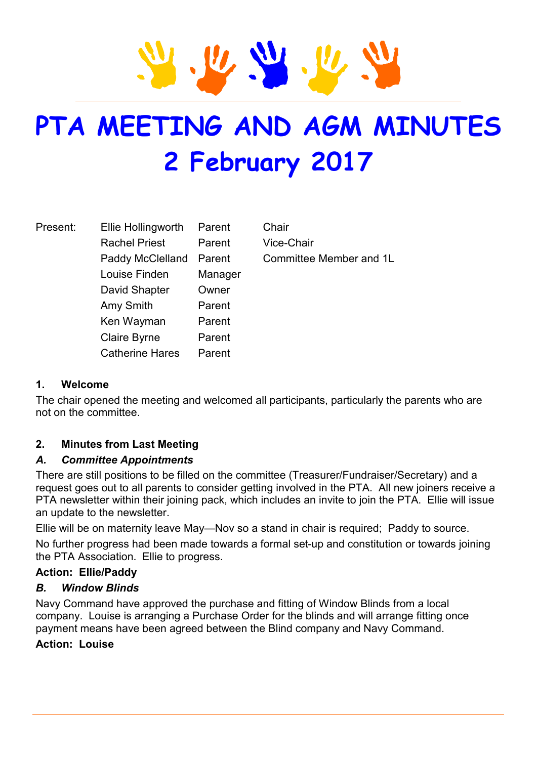# PTA MEETING AND AGM MINUTES
# 2 February 2017

| Present: | | | |
|---|---|---|---|
| | Ellie Hollingworth | Parent | Chair |
| | Rachel Priest | Parent | Vice-Chair |
| | Paddy McClelland | Parent | Committee Member and 1L |
| | Louise Finden | Manager | |
| | David Shapter | Owner | |
| | Amy Smith | Parent | |
| | Ken Wayman | Parent | |
| | Claire Byrne | Parent | |
| | Catherine Hares | Parent | |

### 1. Welcome

The chair opened the meeting and welcomed all participants, particularly the parents who are not on the committee.

### 2. Minutes from Last Meeting

#### *A. Committee Appointments*

There are still positions to be filled on the committee (Treasurer/Fundraiser/Secretary) and a request goes out to all parents to consider getting involved in the PTA. All new joiners receive a PTA newsletter within their joining pack, which includes an invite to join the PTA. Ellie will issue an update to the newsletter.

Ellie will be on maternity leave May—Nov so a stand in chair is required; Paddy to source.

No further progress had been made towards a formal set-up and constitution or towards joining the PTA Association. Ellie to progress.

**Action: Ellie/Paddy**

#### *B. Window Blinds*

Navy Command have approved the purchase and fitting of Window Blinds from a local company. Louise is arranging a Purchase Order for the blinds and will arrange fitting once payment means have been agreed between the Blind company and Navy Command.

**Action: Louise**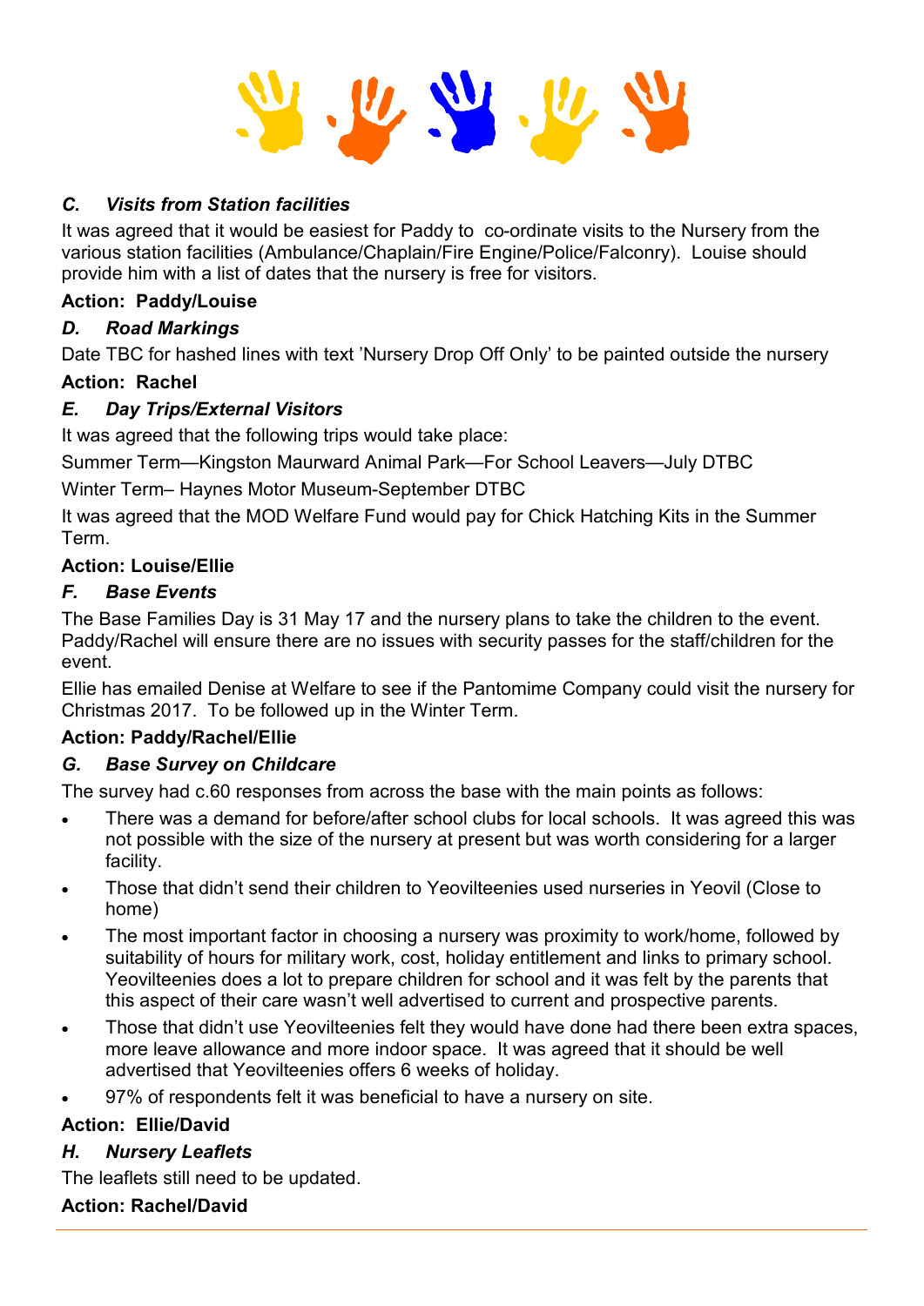### *C. Visits from Station facilities*

It was agreed that it would be easiest for Paddy to co-ordinate visits to the Nursery from the various station facilities (Ambulance/Chaplain/Fire Engine/Police/Falconry). Louise should provide him with a list of dates that the nursery is free for visitors.

**Action: Paddy/Louise**

### *D. Road Markings*

Date TBC for hashed lines with text 'Nursery Drop Off Only' to be painted outside the nursery

**Action: Rachel**

### *E. Day Trips/External Visitors*

It was agreed that the following trips would take place:

Summer Term—Kingston Maurward Animal Park—For School Leavers—July DTBC

Winter Term– Haynes Motor Museum-September DTBC

It was agreed that the MOD Welfare Fund would pay for Chick Hatching Kits in the Summer Term.

**Action: Louise/Ellie**

### *F. Base Events*

The Base Families Day is 31 May 17 and the nursery plans to take the children to the event. Paddy/Rachel will ensure there are no issues with security passes for the staff/children for the event.

Ellie has emailed Denise at Welfare to see if the Pantomime Company could visit the nursery for Christmas 2017. To be followed up in the Winter Term.

**Action: Paddy/Rachel/Ellie**

### *G. Base Survey on Childcare*

The survey had c.60 responses from across the base with the main points as follows:

- There was a demand for before/after school clubs for local schools. It was agreed this was not possible with the size of the nursery at present but was worth considering for a larger facility.
- Those that didn't send their children to Yeovilteenies used nurseries in Yeovil (Close to home)
- The most important factor in choosing a nursery was proximity to work/home, followed by suitability of hours for military work, cost, holiday entitlement and links to primary school. Yeovilteenies does a lot to prepare children for school and it was felt by the parents that this aspect of their care wasn't well advertised to current and prospective parents.
- Those that didn't use Yeovilteenies felt they would have done had there been extra spaces, more leave allowance and more indoor space. It was agreed that it should be well advertised that Yeovilteenies offers 6 weeks of holiday.
- 97% of respondents felt it was beneficial to have a nursery on site.

**Action: Ellie/David**

### *H. Nursery Leaflets*

The leaflets still need to be updated.

**Action: Rachel/David**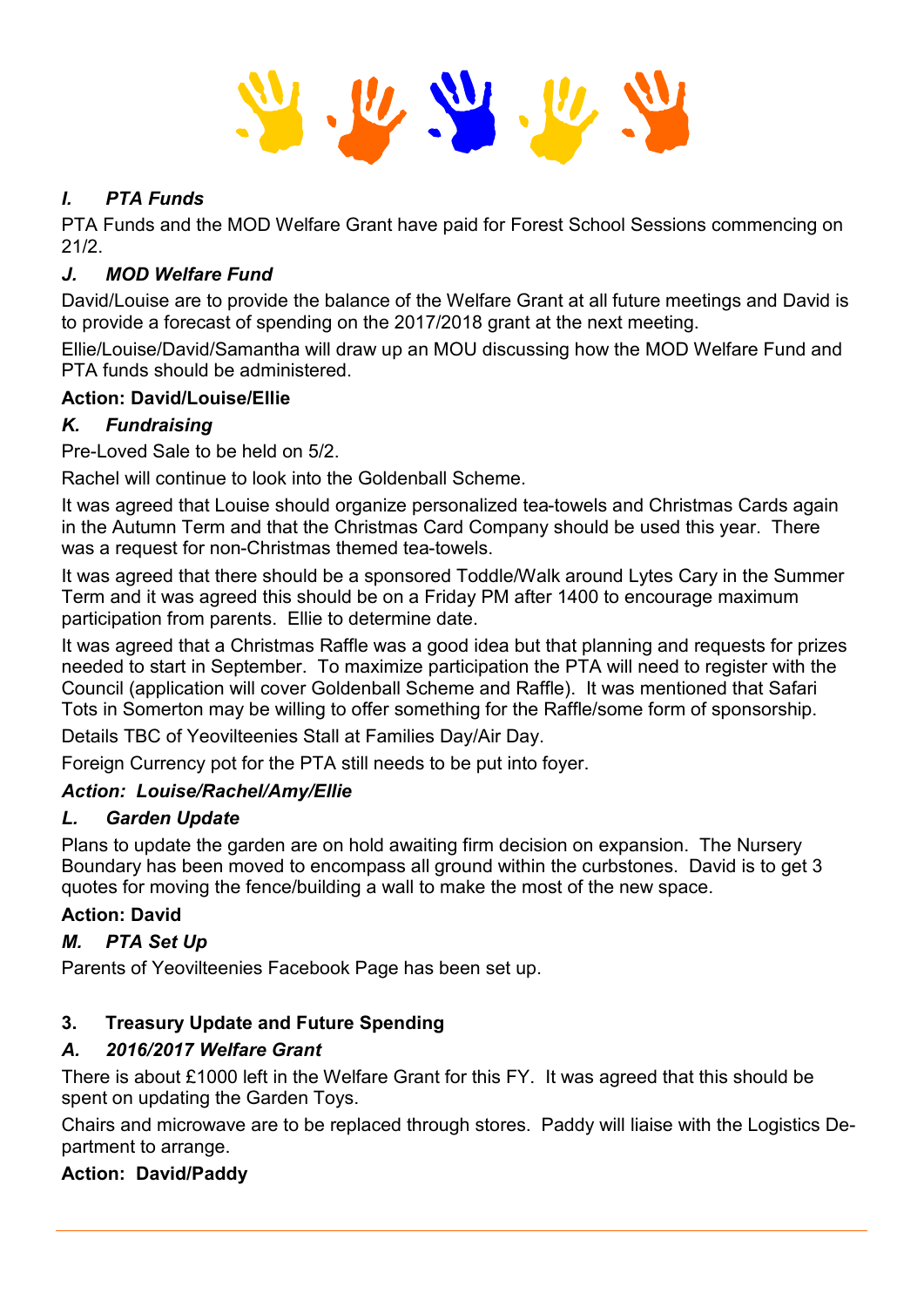### *I. PTA Funds*

PTA Funds and the MOD Welfare Grant have paid for Forest School Sessions commencing on 21/2.

### *J. MOD Welfare Fund*

David/Louise are to provide the balance of the Welfare Grant at all future meetings and David is to provide a forecast of spending on the 2017/2018 grant at the next meeting.

Ellie/Louise/David/Samantha will draw up an MOU discussing how the MOD Welfare Fund and PTA funds should be administered.

**Action: David/Louise/Ellie**

### *K. Fundraising*

Pre-Loved Sale to be held on 5/2.

Rachel will continue to look into the Goldenball Scheme.

It was agreed that Louise should organize personalized tea-towels and Christmas Cards again in the Autumn Term and that the Christmas Card Company should be used this year. There was a request for non-Christmas themed tea-towels.

It was agreed that there should be a sponsored Toddle/Walk around Lytes Cary in the Summer Term and it was agreed this should be on a Friday PM after 1400 to encourage maximum participation from parents. Ellie to determine date.

It was agreed that a Christmas Raffle was a good idea but that planning and requests for prizes needed to start in September. To maximize participation the PTA will need to register with the Council (application will cover Goldenball Scheme and Raffle). It was mentioned that Safari Tots in Somerton may be willing to offer something for the Raffle/some form of sponsorship.

Details TBC of Yeovilteenies Stall at Families Day/Air Day.

Foreign Currency pot for the PTA still needs to be put into foyer.

***Action: Louise/Rachel/Amy/Ellie***

### *L. Garden Update*

Plans to update the garden are on hold awaiting firm decision on expansion. The Nursery Boundary has been moved to encompass all ground within the curbstones. David is to get 3 quotes for moving the fence/building a wall to make the most of the new space.

**Action: David**

### *M. PTA Set Up*

Parents of Yeovilteenies Facebook Page has been set up.

## 3. Treasury Update and Future Spending

### *A. 2016/2017 Welfare Grant*

There is about £1000 left in the Welfare Grant for this FY. It was agreed that this should be spent on updating the Garden Toys.

Chairs and microwave are to be replaced through stores. Paddy will liaise with the Logistics Department to arrange.

**Action: David/Paddy**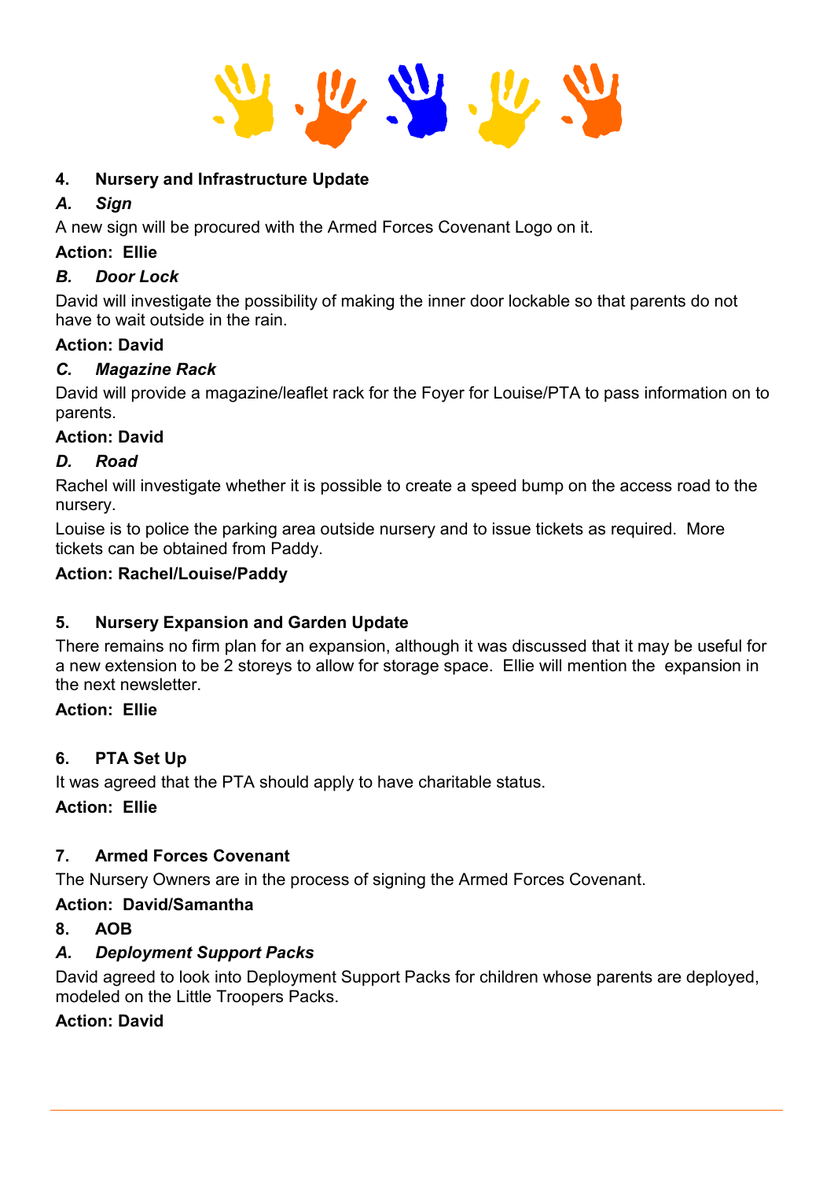## 4. Nursery and Infrastructure Update

### *A. Sign*

A new sign will be procured with the Armed Forces Covenant Logo on it.

**Action: Ellie**

### *B. Door Lock*

David will investigate the possibility of making the inner door lockable so that parents do not have to wait outside in the rain.

**Action: David**

### *C. Magazine Rack*

David will provide a magazine/leaflet rack for the Foyer for Louise/PTA to pass information on to parents.

**Action: David**

### *D. Road*

Rachel will investigate whether it is possible to create a speed bump on the access road to the nursery.

Louise is to police the parking area outside nursery and to issue tickets as required. More tickets can be obtained from Paddy.

**Action: Rachel/Louise/Paddy**

## 5. Nursery Expansion and Garden Update

There remains no firm plan for an expansion, although it was discussed that it may be useful for a new extension to be 2 storeys to allow for storage space. Ellie will mention the expansion in the next newsletter.

**Action: Ellie**

## 6. PTA Set Up

It was agreed that the PTA should apply to have charitable status.

**Action: Ellie**

## 7. Armed Forces Covenant

The Nursery Owners are in the process of signing the Armed Forces Covenant.

**Action: David/Samantha**

## 8. AOB

### *A. Deployment Support Packs*

David agreed to look into Deployment Support Packs for children whose parents are deployed, modeled on the Little Troopers Packs.

**Action: David**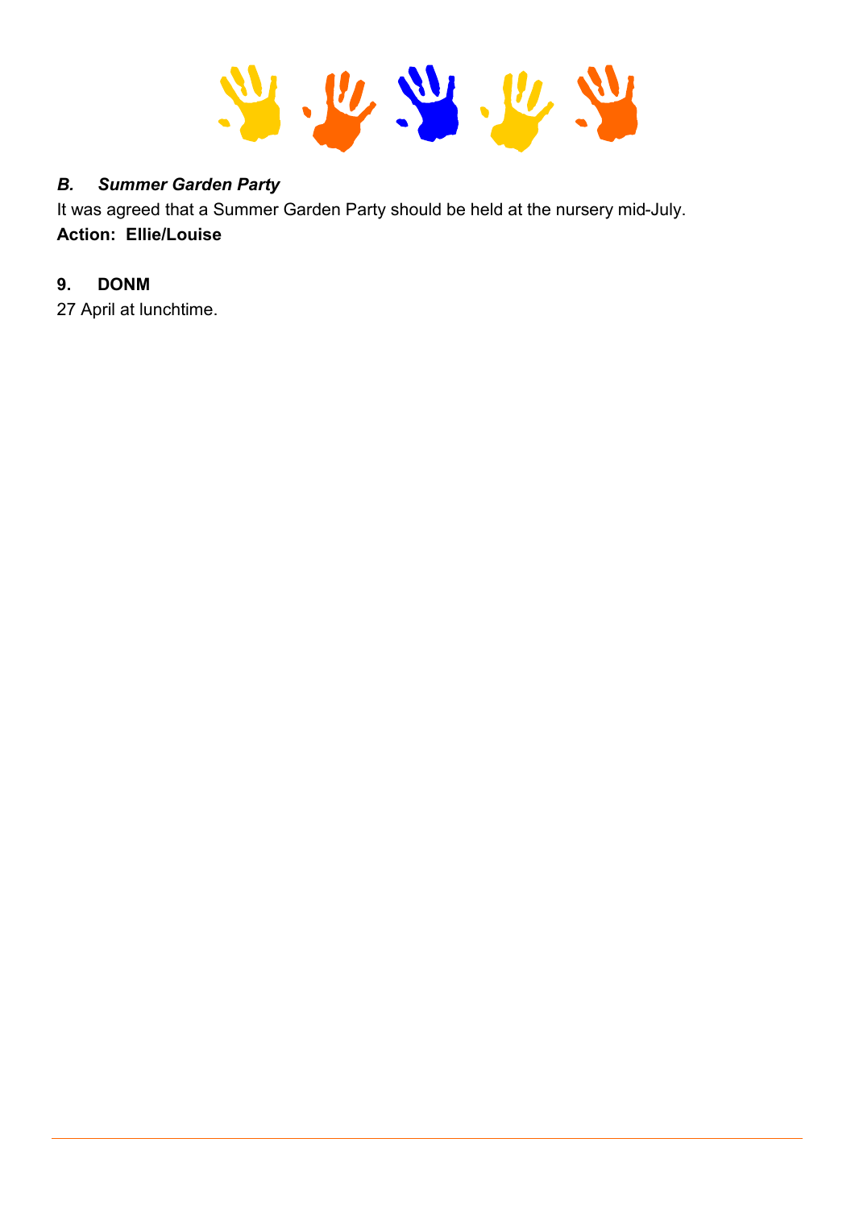### *B. Summer Garden Party*

It was agreed that a Summer Garden Party should be held at the nursery mid-July.

**Action: Ellie/Louise**

## 9. DONM

27 April at lunchtime.